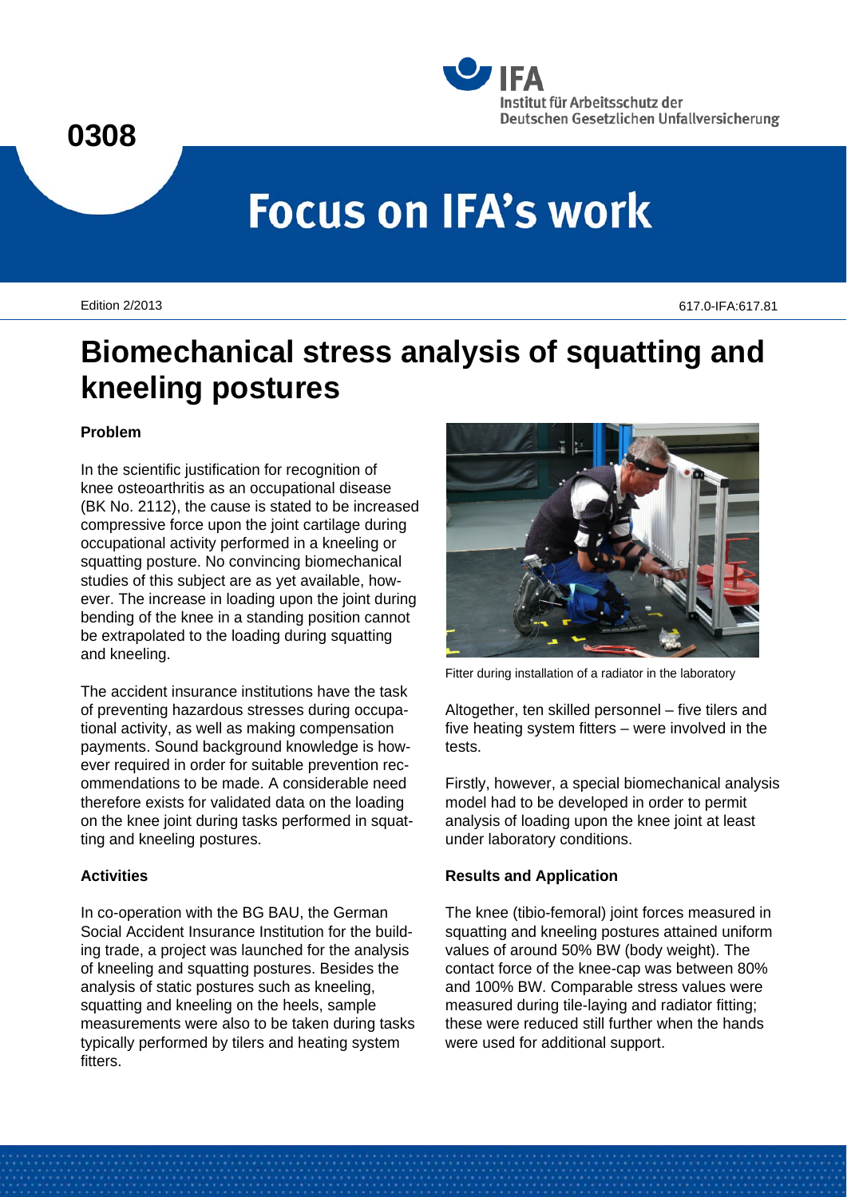# Focus on IFA's work

0308

IFA Institut für Arbeitsschutz der Deutschen Gesetzlichen Unfallversicherung

Edition 2/2013

617.0-IFA:617.81

# Biomechanical stress analysis of squatting and kneeling postures

### Problem

In the scientific justification for recognition of knee osteoarthritis as an occupational disease (BK No. 2112), the cause is stated to be increased compressive force upon the joint cartilage during occupational activity performed in a kneeling or squatting posture. No convincing biomechanical studies of this subject are as yet available, however. The increase in loading upon the joint during bending of the knee in a standing position cannot be extrapolated to the loading during squatting and kneeling.

The accident insurance institutions have the task of preventing hazardous stresses during occupational activity, as well as making compensation payments. Sound background knowledge is however required in order for suitable prevention recommendations to be made. A considerable need therefore exists for validated data on the loading on the knee joint during tasks performed in squatting and kneeling postures.

### Activities

In co-operation with the BG BAU, the German Social Accident Insurance Institution for the building trade, a project was launched for the analysis of kneeling and squatting postures. Besides the analysis of static postures such as kneeling, squatting and kneeling on the heels, sample measurements were also to be taken during tasks typically performed by tilers and heating system fitters.

Fitter during installation of a radiator in the laboratory

Altogether, ten skilled personnel – five tilers and five heating system fitters – were involved in the tests.

Firstly, however, a special biomechanical analysis model had to be developed in order to permit analysis of loading upon the knee joint at least under laboratory conditions.

### Results and Application

The knee (tibio-femoral) joint forces measured in squatting and kneeling postures attained uniform values of around 50% BW (body weight). The contact force of the knee-cap was between 80% and 100% BW. Comparable stress values were measured during tile-laying and radiator fitting; these were reduced still further when the hands were used for additional support.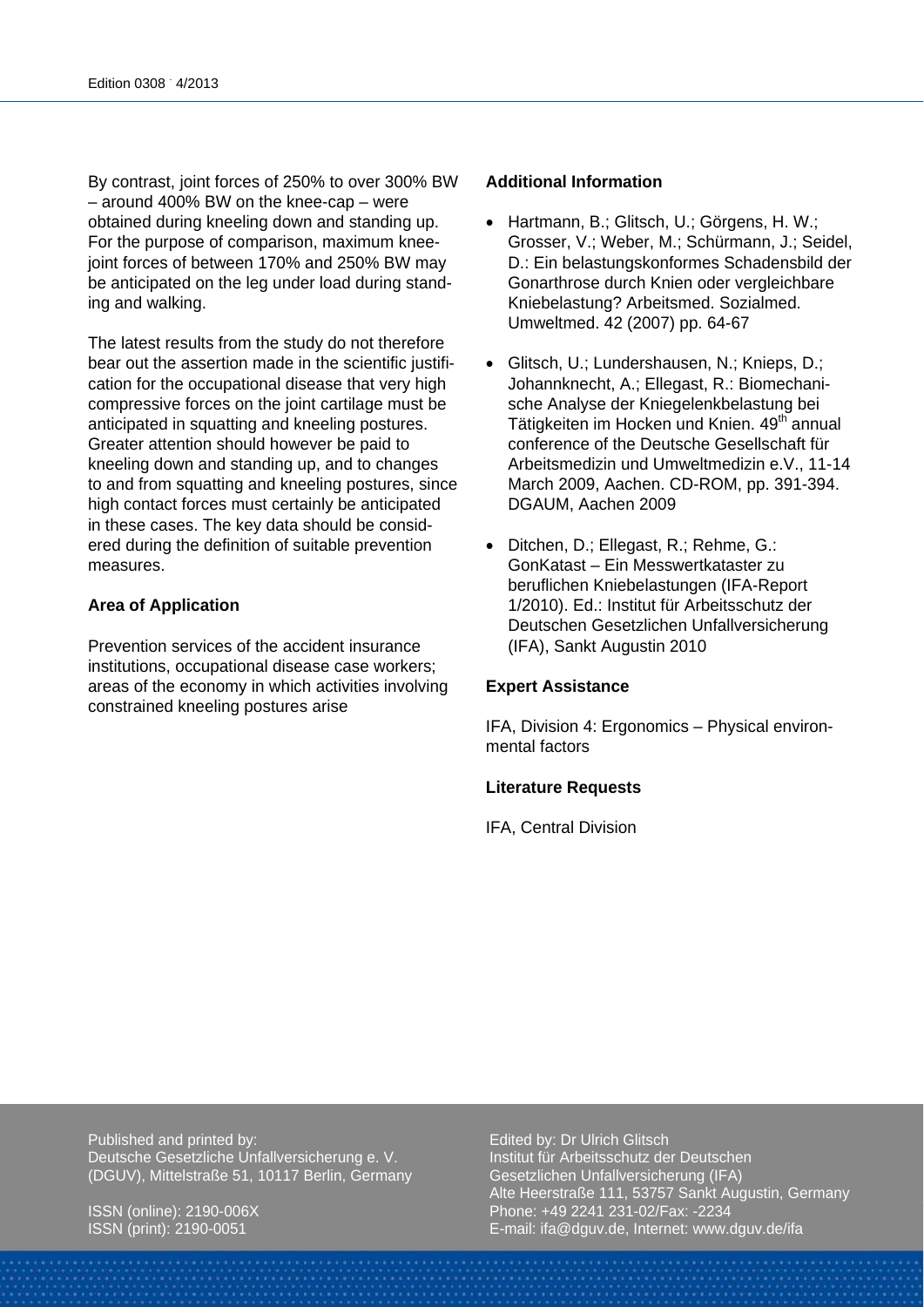By contrast, joint forces of 250% to over 300% BW – around 400% BW on the knee-cap – were obtained during kneeling down and standing up. For the purpose of comparison, maximum knee-joint forces of between 170% and 250% BW may be anticipated on the leg under load during standing and walking.

The latest results from the study do not therefore bear out the assertion made in the scientific justification for the occupational disease that very high compressive forces on the joint cartilage must be anticipated in squatting and kneeling postures. Greater attention should however be paid to kneeling down and standing up, and to changes to and from squatting and kneeling postures, since high contact forces must certainly be anticipated in these cases. The key data should be considered during the definition of suitable prevention measures.

**Area of Application**

Prevention services of the accident insurance institutions, occupational disease case workers; areas of the economy in which activities involving constrained kneeling postures arise

**Additional Information**

- Hartmann, B.; Glitsch, U.; Görgens, H. W.; Grosser, V.; Weber, M.; Schürmann, J.; Seidel, D.: Ein belastungskonformes Schadensbild der Gonarthrose durch Knien oder vergleichbare Kniebelastung? Arbeitsmed. Sozialmed. Umweltmed. 42 (2007) pp. 64-67
- Glitsch, U.; Lundershausen, N.; Knieps, D.; Johannknecht, A.; Ellegast, R.: Biomechanische Analyse der Kniegelenkbelastung bei Tätigkeiten im Hocken und Knien. 49th annual conference of the Deutsche Gesellschaft für Arbeitsmedizin und Umweltmedizin e.V., 11-14 March 2009, Aachen. CD-ROM, pp. 391-394. DGAUM, Aachen 2009
- Ditchen, D.; Ellegast, R.; Rehme, G.: GonKatast – Ein Messwertkataster zu beruflichen Kniebelastungen (IFA-Report 1/2010). Ed.: Institut für Arbeitsschutz der Deutschen Gesetzlichen Unfallversicherung (IFA), Sankt Augustin 2010

**Expert Assistance**

IFA, Division 4: Ergonomics – Physical environmental factors

**Literature Requests**

IFA, Central Division

Published and printed by:
Deutsche Gesetzliche Unfallversicherung e. V. (DGUV), Mittelstraße 51, 10117 Berlin, Germany

ISSN (online): 2190-006X
ISSN (print): 2190-0051

Edited by: Dr Ulrich Glitsch
Institut für Arbeitsschutz der Deutschen Gesetzlichen Unfallversicherung (IFA)
Alte Heerstraße 111, 53757 Sankt Augustin, Germany
Phone: +49 2241 231-02/Fax: -2234
E-mail: ifa@dguv.de, Internet: www.dguv.de/ifa